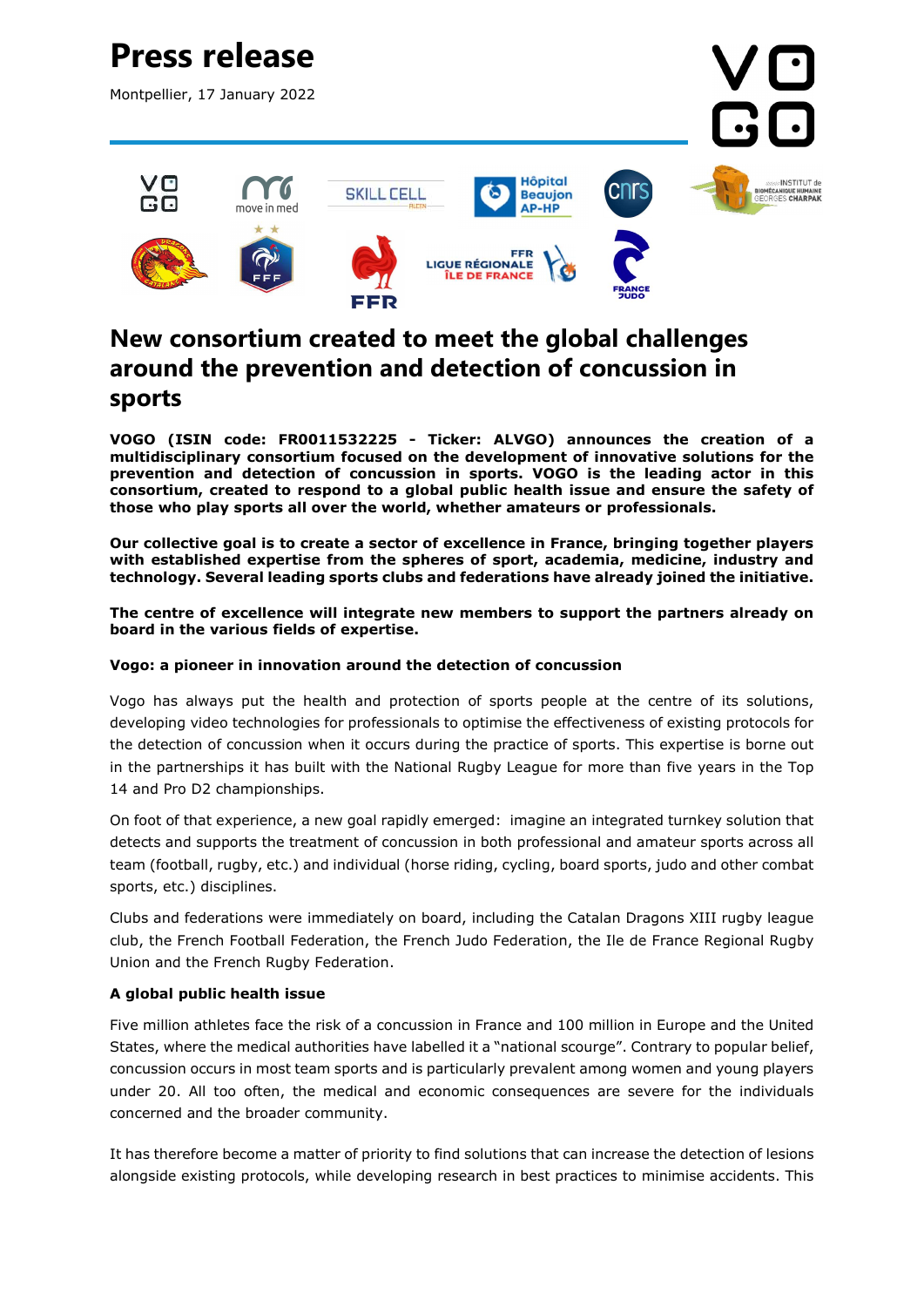# Press release

Montpellier, 17 January 2022

## New consortium created to meet the global challenges around the prevention and detection of concussion in sports

**VOGO (ISIN code: FR0011532225 - Ticker: ALVGO) announces the creation of a multidisciplinary consortium focused on the development of innovative solutions for the prevention and detection of concussion in sports. VOGO is the leading actor in this consortium, created to respond to a global public health issue and ensure the safety of those who play sports all over the world, whether amateurs or professionals.**

**Our collective goal is to create a sector of excellence in France, bringing together players with established expertise from the spheres of sport, academia, medicine, industry and technology. Several leading sports clubs and federations have already joined the initiative.**

**The centre of excellence will integrate new members to support the partners already on board in the various fields of expertise.**

### Vogo: a pioneer in innovation around the detection of concussion

Vogo has always put the health and protection of sports people at the centre of its solutions, developing video technologies for professionals to optimise the effectiveness of existing protocols for the detection of concussion when it occurs during the practice of sports. This expertise is borne out in the partnerships it has built with the National Rugby League for more than five years in the Top 14 and Pro D2 championships.

On foot of that experience, a new goal rapidly emerged: imagine an integrated turnkey solution that detects and supports the treatment of concussion in both professional and amateur sports across all team (football, rugby, etc.) and individual (horse riding, cycling, board sports, judo and other combat sports, etc.) disciplines.

Clubs and federations were immediately on board, including the Catalan Dragons XIII rugby league club, the French Football Federation, the French Judo Federation, the Ile de France Regional Rugby Union and the French Rugby Federation.

### A global public health issue

Five million athletes face the risk of a concussion in France and 100 million in Europe and the United States, where the medical authorities have labelled it a "national scourge". Contrary to popular belief, concussion occurs in most team sports and is particularly prevalent among women and young players under 20. All too often, the medical and economic consequences are severe for the individuals concerned and the broader community.

It has therefore become a matter of priority to find solutions that can increase the detection of lesions alongside existing protocols, while developing research in best practices to minimise accidents. This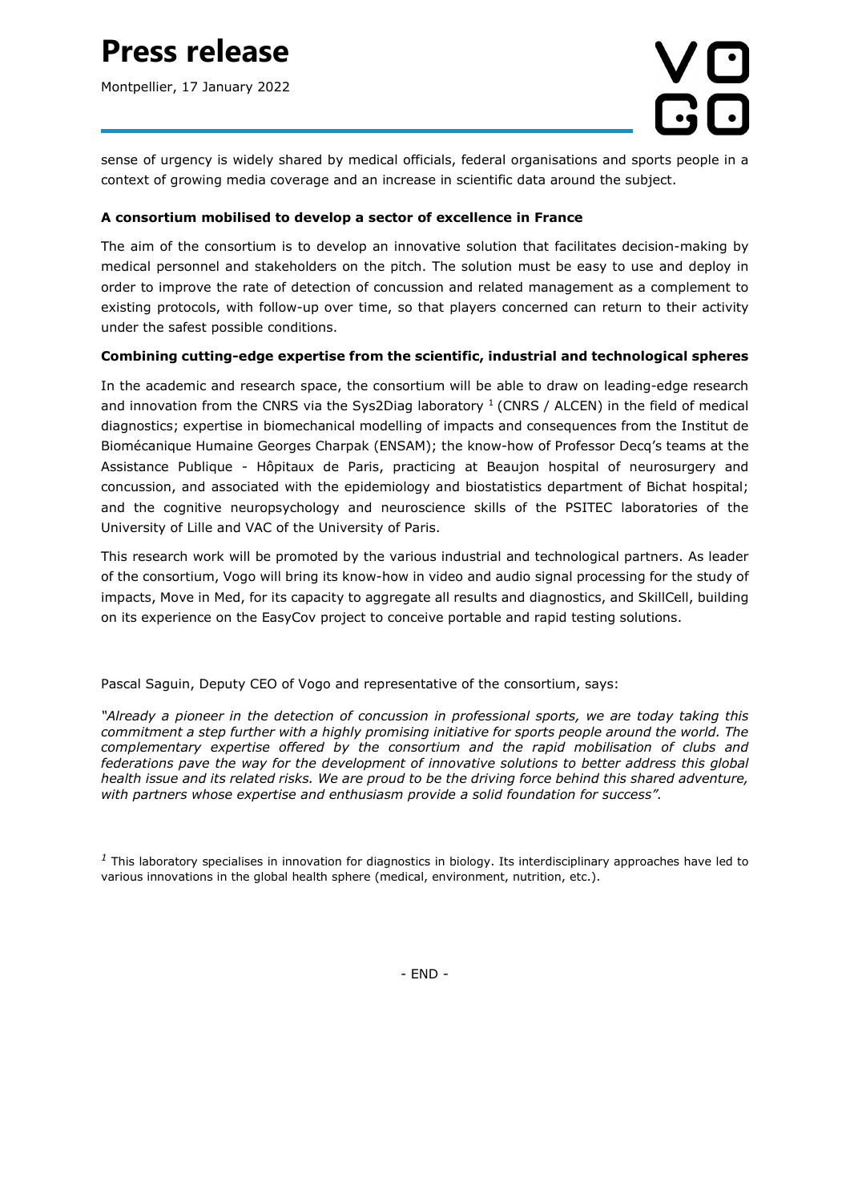sense of urgency is widely shared by medical officials, federal organisations and sports people in a context of growing media coverage and an increase in scientific data around the subject.

**A consortium mobilised to develop a sector of excellence in France**

The aim of the consortium is to develop an innovative solution that facilitates decision-making by medical personnel and stakeholders on the pitch. The solution must be easy to use and deploy in order to improve the rate of detection of concussion and related management as a complement to existing protocols, with follow-up over time, so that players concerned can return to their activity under the safest possible conditions.

**Combining cutting-edge expertise from the scientific, industrial and technological spheres**

In the academic and research space, the consortium will be able to draw on leading-edge research and innovation from the CNRS via the Sys2Diag laboratory [1] (CNRS / ALCEN) in the field of medical diagnostics; expertise in biomechanical modelling of impacts and consequences from the Institut de Biomécanique Humaine Georges Charpak (ENSAM); the know-how of Professor Decq's teams at the Assistance Publique - Hôpitaux de Paris, practicing at Beaujon hospital of neurosurgery and concussion, and associated with the epidemiology and biostatistics department of Bichat hospital; and the cognitive neuropsychology and neuroscience skills of the PSITEC laboratories of the University of Lille and VAC of the University of Paris.

This research work will be promoted by the various industrial and technological partners. As leader of the consortium, Vogo will bring its know-how in video and audio signal processing for the study of impacts, Move in Med, for its capacity to aggregate all results and diagnostics, and SkillCell, building on its experience on the EasyCov project to conceive portable and rapid testing solutions.

Pascal Saguin, Deputy CEO of Vogo and representative of the consortium, says:

*"Already a pioneer in the detection of concussion in professional sports, we are today taking this commitment a step further with a highly promising initiative for sports people around the world. The complementary expertise offered by the consortium and the rapid mobilisation of clubs and federations pave the way for the development of innovative solutions to better address this global health issue and its related risks. We are proud to be the driving force behind this shared adventure, with partners whose expertise and enthusiasm provide a solid foundation for success".*

[1] This laboratory specialises in innovation for diagnostics in biology. Its interdisciplinary approaches have led to various innovations in the global health sphere (medical, environment, nutrition, etc.).

- END -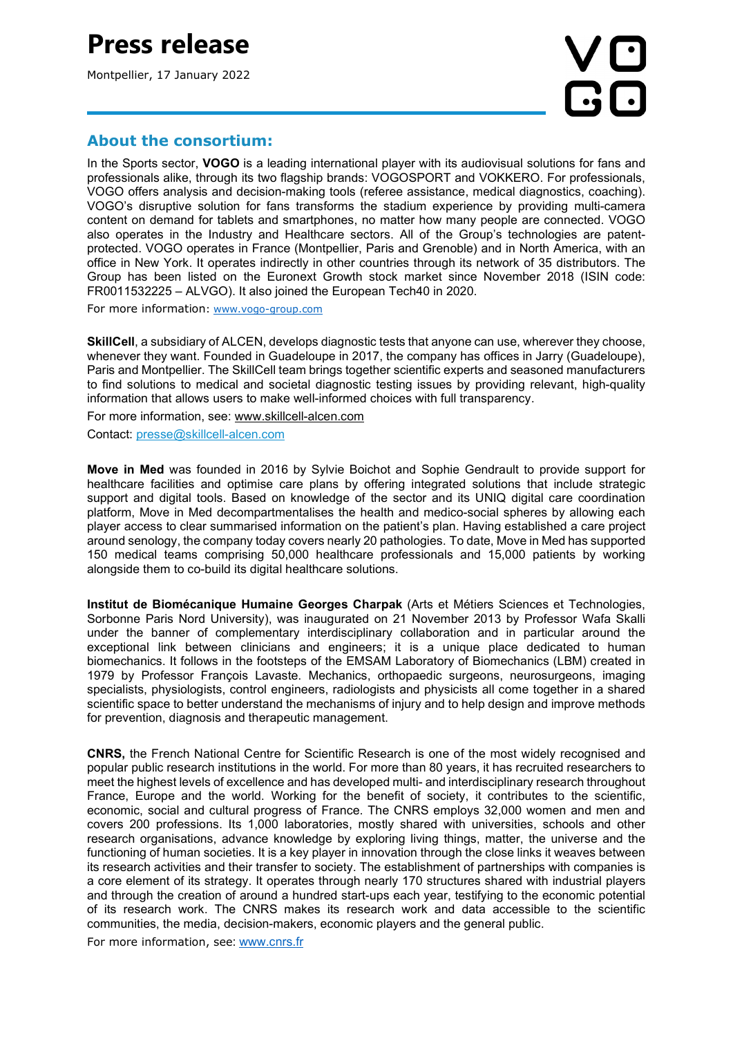## About the consortium:

In the Sports sector, **VOGO** is a leading international player with its audiovisual solutions for fans and professionals alike, through its two flagship brands: VOGOSPORT and VOKKERO. For professionals, VOGO offers analysis and decision-making tools (referee assistance, medical diagnostics, coaching). VOGO's disruptive solution for fans transforms the stadium experience by providing multi-camera content on demand for tablets and smartphones, no matter how many people are connected. VOGO also operates in the Industry and Healthcare sectors. All of the Group's technologies are patent-protected. VOGO operates in France (Montpellier, Paris and Grenoble) and in North America, with an office in New York. It operates indirectly in other countries through its network of 35 distributors. The Group has been listed on the Euronext Growth stock market since November 2018 (ISIN code: FR0011532225 – ALVGO). It also joined the European Tech40 in 2020.

For more information: www.vogo-group.com

**SkillCell**, a subsidiary of ALCEN, develops diagnostic tests that anyone can use, wherever they choose, whenever they want. Founded in Guadeloupe in 2017, the company has offices in Jarry (Guadeloupe), Paris and Montpellier. The SkillCell team brings together scientific experts and seasoned manufacturers to find solutions to medical and societal diagnostic testing issues by providing relevant, high-quality information that allows users to make well-informed choices with full transparency.

For more information, see: www.skillcell-alcen.com

Contact: presse@skillcell-alcen.com

**Move in Med** was founded in 2016 by Sylvie Boichot and Sophie Gendrault to provide support for healthcare facilities and optimise care plans by offering integrated solutions that include strategic support and digital tools. Based on knowledge of the sector and its UNIQ digital care coordination platform, Move in Med decompartmentalises the health and medico-social spheres by allowing each player access to clear summarised information on the patient's plan. Having established a care project around senology, the company today covers nearly 20 pathologies. To date, Move in Med has supported 150 medical teams comprising 50,000 healthcare professionals and 15,000 patients by working alongside them to co-build its digital healthcare solutions.

**Institut de Biomécanique Humaine Georges Charpak** (Arts et Métiers Sciences et Technologies, Sorbonne Paris Nord University), was inaugurated on 21 November 2013 by Professor Wafa Skalli under the banner of complementary interdisciplinary collaboration and in particular around the exceptional link between clinicians and engineers; it is a unique place dedicated to human biomechanics. It follows in the footsteps of the EMSAM Laboratory of Biomechanics (LBM) created in 1979 by Professor François Lavaste. Mechanics, orthopaedic surgeons, neurosurgeons, imaging specialists, physiologists, control engineers, radiologists and physicists all come together in a shared scientific space to better understand the mechanisms of injury and to help design and improve methods for prevention, diagnosis and therapeutic management.

**CNRS,** the French National Centre for Scientific Research is one of the most widely recognised and popular public research institutions in the world. For more than 80 years, it has recruited researchers to meet the highest levels of excellence and has developed multi- and interdisciplinary research throughout France, Europe and the world. Working for the benefit of society, it contributes to the scientific, economic, social and cultural progress of France. The CNRS employs 32,000 women and men and covers 200 professions. Its 1,000 laboratories, mostly shared with universities, schools and other research organisations, advance knowledge by exploring living things, matter, the universe and the functioning of human societies. It is a key player in innovation through the close links it weaves between its research activities and their transfer to society. The establishment of partnerships with companies is a core element of its strategy. It operates through nearly 170 structures shared with industrial players and through the creation of around a hundred start-ups each year, testifying to the economic potential of its research work. The CNRS makes its research work and data accessible to the scientific communities, the media, decision-makers, economic players and the general public.

For more information, see: www.cnrs.fr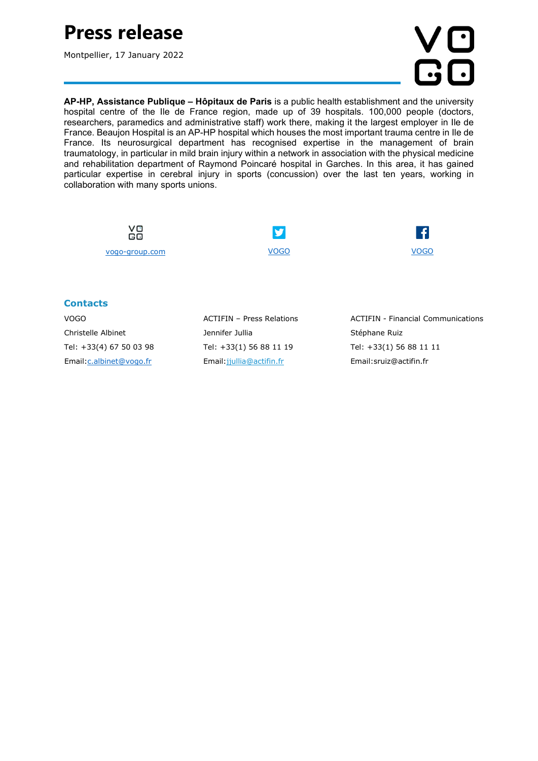# Press release

Montpellier, 17 January 2022

**AP-HP, Assistance Publique – Hôpitaux de Paris** is a public health establishment and the university hospital centre of the Ile de France region, made up of 39 hospitals. 100,000 people (doctors, researchers, paramedics and administrative staff) work there, making it the largest employer in Ile de France. Beaujon Hospital is an AP-HP hospital which houses the most important trauma centre in Ile de France. Its neurosurgical department has recognised expertise in the management of brain traumatology, in particular in mild brain injury within a network in association with the physical medicine and rehabilitation department of Raymond Poincaré hospital in Garches. In this area, it has gained particular expertise in cerebral injury in sports (concussion) over the last ten years, working in collaboration with many sports unions.

vogo-group.com | VOGO | VOGO

## Contacts

| | | |
|---|---|---|
| VOGO | ACTIFIN – Press Relations | ACTIFIN - Financial Communications |
| Christelle Albinet | Jennifer Jullia | Stéphane Ruiz |
| Tel: +33(4) 67 50 03 98 | Tel: +33(1) 56 88 11 19 | Tel: +33(1) 56 88 11 11 |
| Email:c.albinet@vogo.fr | Email:jjullia@actifin.fr | Email:sruiz@actifin.fr |